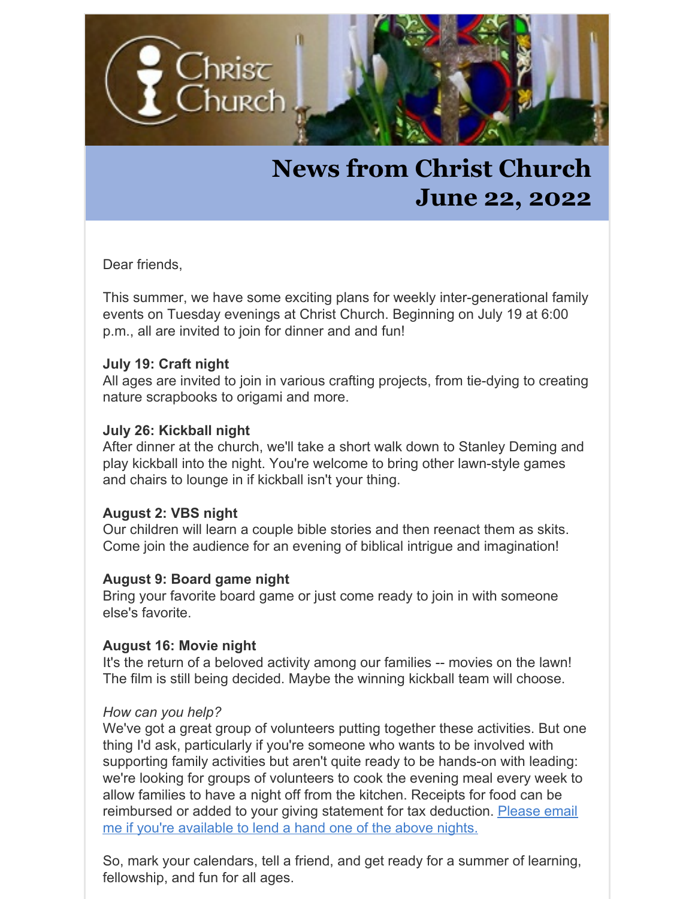# News from Christ Church
# June 22, 2022

Dear friends,

This summer, we have some exciting plans for weekly inter-generational family events on Tuesday evenings at Christ Church. Beginning on July 19 at 6:00 p.m., all are invited to join for dinner and and fun!

**July 19: Craft night**
All ages are invited to join in various crafting projects, from tie-dying to creating nature scrapbooks to origami and more.

**July 26: Kickball night**
After dinner at the church, we'll take a short walk down to Stanley Deming and play kickball into the night. You're welcome to bring other lawn-style games and chairs to lounge in if kickball isn't your thing.

**August 2: VBS night**
Our children will learn a couple bible stories and then reenact them as skits. Come join the audience for an evening of biblical intrigue and imagination!

**August 9: Board game night**
Bring your favorite board game or just come ready to join in with someone else's favorite.

**August 16: Movie night**
It's the return of a beloved activity among our families -- movies on the lawn! The film is still being decided. Maybe the winning kickball team will choose.

*How can you help?*
We've got a great group of volunteers putting together these activities. But one thing I'd ask, particularly if you're someone who wants to be involved with supporting family activities but aren't quite ready to be hands-on with leading: we're looking for groups of volunteers to cook the evening meal every week to allow families to have a night off from the kitchen. Receipts for food can be reimbursed or added to your giving statement for tax deduction. Please email me if you're available to lend a hand one of the above nights.

So, mark your calendars, tell a friend, and get ready for a summer of learning, fellowship, and fun for all ages.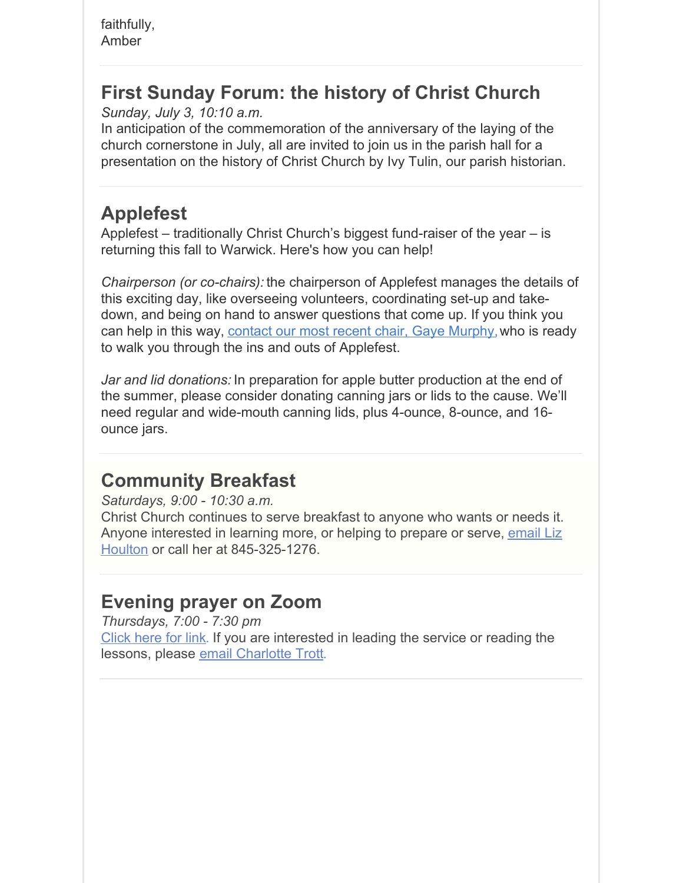faithfully,
Amber

## First Sunday Forum: the history of Christ Church

*Sunday, July 3, 10:10 a.m.*
In anticipation of the commemoration of the anniversary of the laying of the church cornerstone in July, all are invited to join us in the parish hall for a presentation on the history of Christ Church by Ivy Tulin, our parish historian.

## Applefest

Applefest – traditionally Christ Church's biggest fund-raiser of the year – is returning this fall to Warwick. Here's how you can help!

*Chairperson (or co-chairs):* the chairperson of Applefest manages the details of this exciting day, like overseeing volunteers, coordinating set-up and take-down, and being on hand to answer questions that come up. If you think you can help in this way, contact our most recent chair, Gaye Murphy, who is ready to walk you through the ins and outs of Applefest.

*Jar and lid donations:* In preparation for apple butter production at the end of the summer, please consider donating canning jars or lids to the cause. We'll need regular and wide-mouth canning lids, plus 4-ounce, 8-ounce, and 16-ounce jars.

## Community Breakfast

*Saturdays, 9:00 - 10:30 a.m.*
Christ Church continues to serve breakfast to anyone who wants or needs it. Anyone interested in learning more, or helping to prepare or serve, email Liz Houlton or call her at 845-325-1276.

## Evening prayer on Zoom

*Thursdays, 7:00 - 7:30 pm*
Click here for link. If you are interested in leading the service or reading the lessons, please email Charlotte Trott.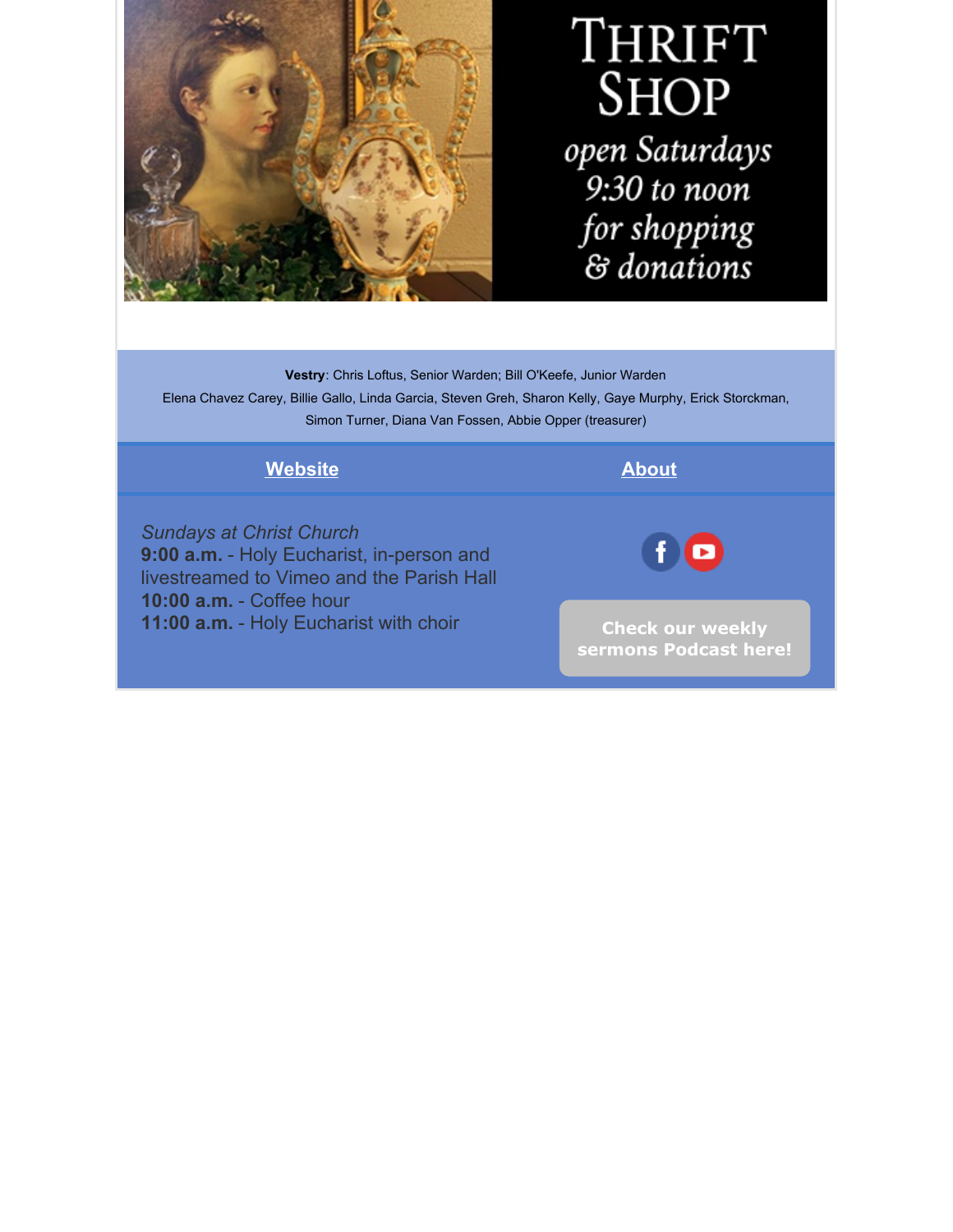THRIFT SHOP

*open Saturdays 9:30 to noon for shopping & donations*

**Vestry**: Chris Loftus, Senior Warden; Bill O'Keefe, Junior Warden
Elena Chavez Carey, Billie Gallo, Linda Garcia, Steven Greh, Sharon Kelly, Gaye Murphy, Erick Storckman, Simon Turner, Diana Van Fossen, Abbie Opper (treasurer)

**Website** | **About**

*Sundays at Christ Church*
**9:00 a.m.** - Holy Eucharist, in-person and livestreamed to Vimeo and the Parish Hall
**10:00 a.m.** - Coffee hour
**11:00 a.m.** - Holy Eucharist with choir

**Check our weekly sermons Podcast here!**